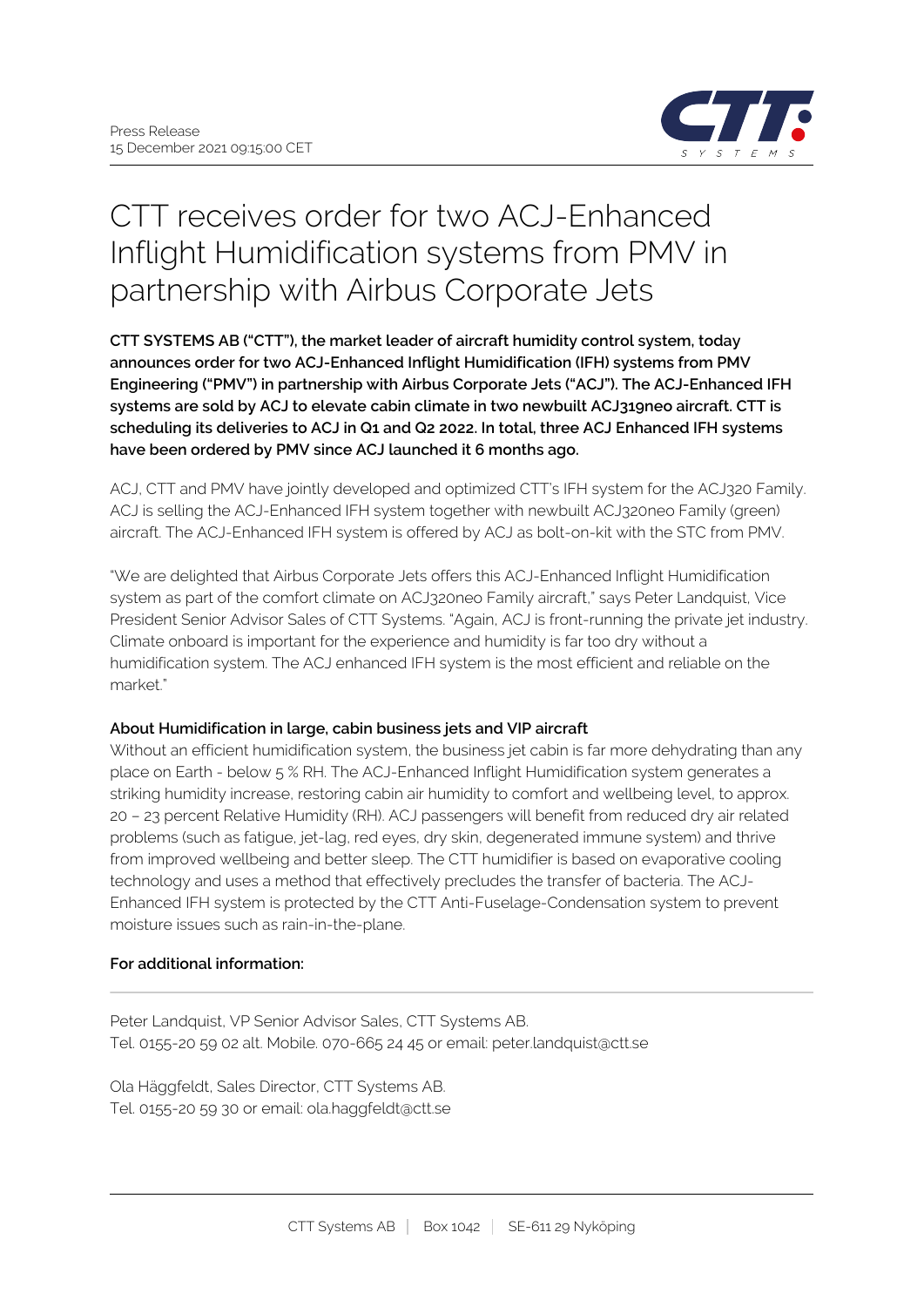Press Release
15 December 2021 09:15:00 CET

# CTT receives order for two ACJ-Enhanced Inflight Humidification systems from PMV in partnership with Airbus Corporate Jets

**CTT SYSTEMS AB ("CTT"), the market leader of aircraft humidity control system, today announces order for two ACJ-Enhanced Inflight Humidification (IFH) systems from PMV Engineering ("PMV") in partnership with Airbus Corporate Jets ("ACJ"). The ACJ-Enhanced IFH systems are sold by ACJ to elevate cabin climate in two newbuilt ACJ319neo aircraft. CTT is scheduling its deliveries to ACJ in Q1 and Q2 2022. In total, three ACJ Enhanced IFH systems have been ordered by PMV since ACJ launched it 6 months ago.**

ACJ, CTT and PMV have jointly developed and optimized CTT's IFH system for the ACJ320 Family. ACJ is selling the ACJ-Enhanced IFH system together with newbuilt ACJ320neo Family (green) aircraft. The ACJ-Enhanced IFH system is offered by ACJ as bolt-on-kit with the STC from PMV.

"We are delighted that Airbus Corporate Jets offers this ACJ-Enhanced Inflight Humidification system as part of the comfort climate on ACJ320neo Family aircraft," says Peter Landquist, Vice President Senior Advisor Sales of CTT Systems. "Again, ACJ is front-running the private jet industry. Climate onboard is important for the experience and humidity is far too dry without a humidification system. The ACJ enhanced IFH system is the most efficient and reliable on the market."

**About Humidification in large, cabin business jets and VIP aircraft**

Without an efficient humidification system, the business jet cabin is far more dehydrating than any place on Earth - below 5 % RH. The ACJ-Enhanced Inflight Humidification system generates a striking humidity increase, restoring cabin air humidity to comfort and wellbeing level, to approx. 20 – 23 percent Relative Humidity (RH). ACJ passengers will benefit from reduced dry air related problems (such as fatigue, jet-lag, red eyes, dry skin, degenerated immune system) and thrive from improved wellbeing and better sleep. The CTT humidifier is based on evaporative cooling technology and uses a method that effectively precludes the transfer of bacteria. The ACJ-Enhanced IFH system is protected by the CTT Anti-Fuselage-Condensation system to prevent moisture issues such as rain-in-the-plane.

**For additional information:**

---

Peter Landquist, VP Senior Advisor Sales, CTT Systems AB.
Tel. 0155-20 59 02 alt. Mobile. 070-665 24 45 or email: peter.landquist@ctt.se

Ola Häggfeldt, Sales Director, CTT Systems AB.
Tel. 0155-20 59 30 or email: ola.haggfeldt@ctt.se

CTT Systems AB | Box 1042 | SE-611 29 Nyköping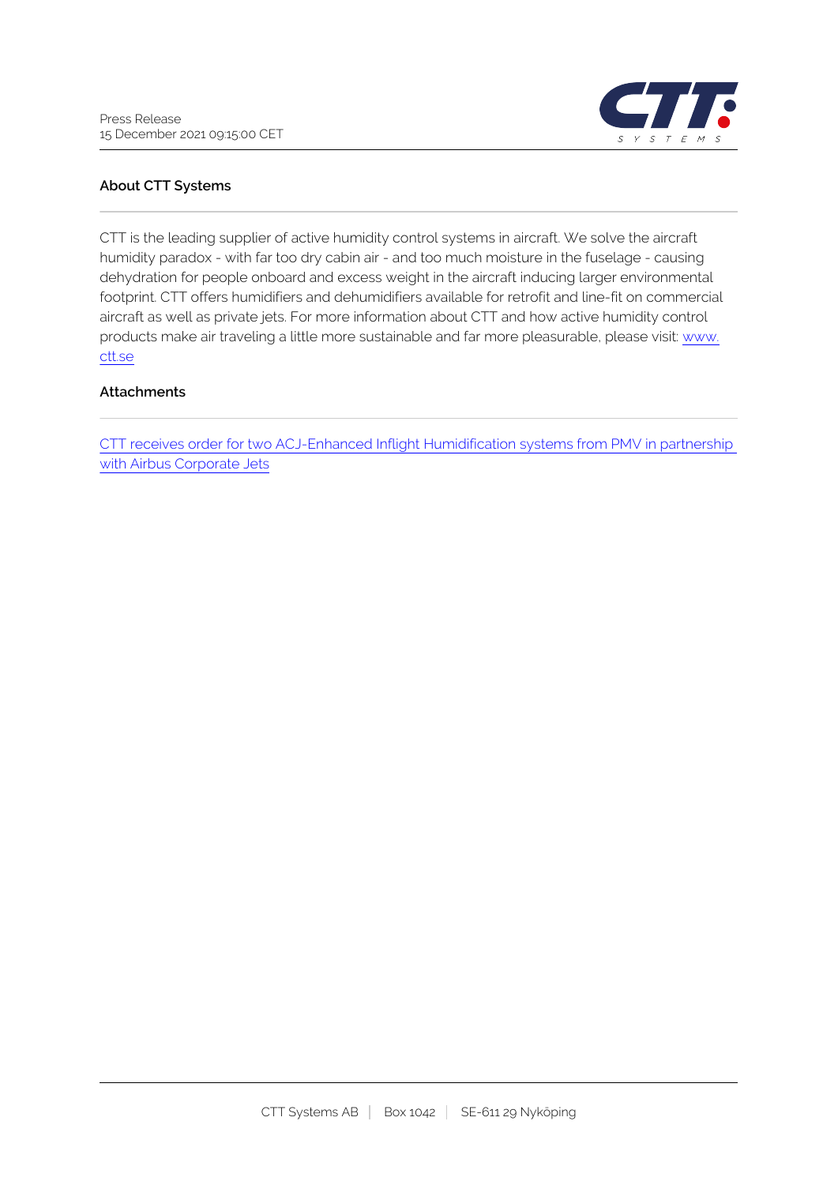## About CTT Systems

CTT is the leading supplier of active humidity control systems in aircraft. We solve the aircraft humidity paradox - with far too dry cabin air - and too much moisture in the fuselage - causing dehydration for people onboard and excess weight in the aircraft inducing larger environmental footprint. CTT offers humidifiers and dehumidifiers available for retrofit and line-fit on commercial aircraft as well as private jets. For more information about CTT and how active humidity control products make air traveling a little more sustainable and far more pleasurable, please visit: [www.ctt.se](http://www.ctt.se)

## Attachments

[CTT receives order for two ACJ-Enhanced Inflight Humidification systems from PMV in partnership with Airbus Corporate Jets]()